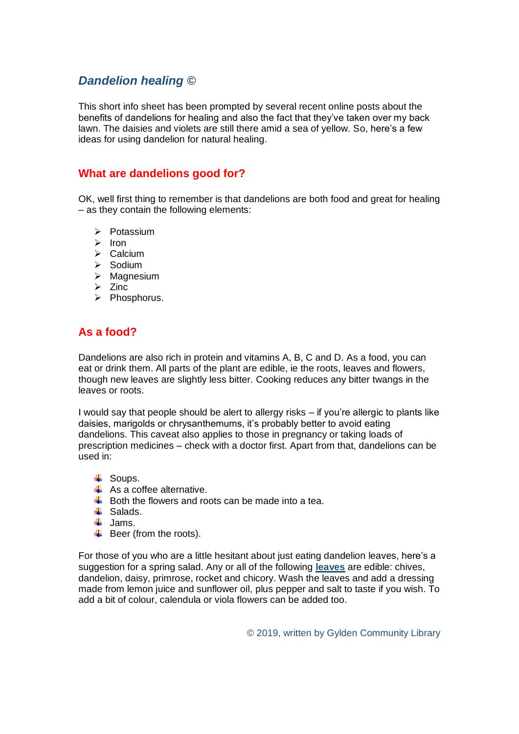# *Dandelion healing ©*

This short info sheet has been prompted by several recent online posts about the benefits of dandelions for healing and also the fact that they've taken over my back lawn. The daisies and violets are still there amid a sea of yellow. So, here's a few ideas for using dandelion for natural healing.

## What are dandelions good for?

OK, well first thing to remember is that dandelions are both food and great for healing – as they contain the following elements:

- Potassium
- Iron
- Calcium
- Sodium
- Magnesium
- Zinc
- Phosphorus.

## As a food?

Dandelions are also rich in protein and vitamins A, B, C and D. As a food, you can eat or drink them. All parts of the plant are edible, ie the roots, leaves and flowers, though new leaves are slightly less bitter. Cooking reduces any bitter twangs in the leaves or roots.

I would say that people should be alert to allergy risks – if you're allergic to plants like daisies, marigolds or chrysanthemums, it's probably better to avoid eating dandelions. This caveat also applies to those in pregnancy or taking loads of prescription medicines – check with a doctor first. Apart from that, dandelions can be used in:

- Soups.
- As a coffee alternative.
- Both the flowers and roots can be made into a tea.
- Salads.
- Jams.
- Beer (from the roots).

For those of you who are a little hesitant about just eating dandelion leaves, here's a suggestion for a spring salad. Any or all of the following **leaves** are edible: chives, dandelion, daisy, primrose, rocket and chicory. Wash the leaves and add a dressing made from lemon juice and sunflower oil, plus pepper and salt to taste if you wish. To add a bit of colour, calendula or viola flowers can be added too.

© 2019, written by Gylden Community Library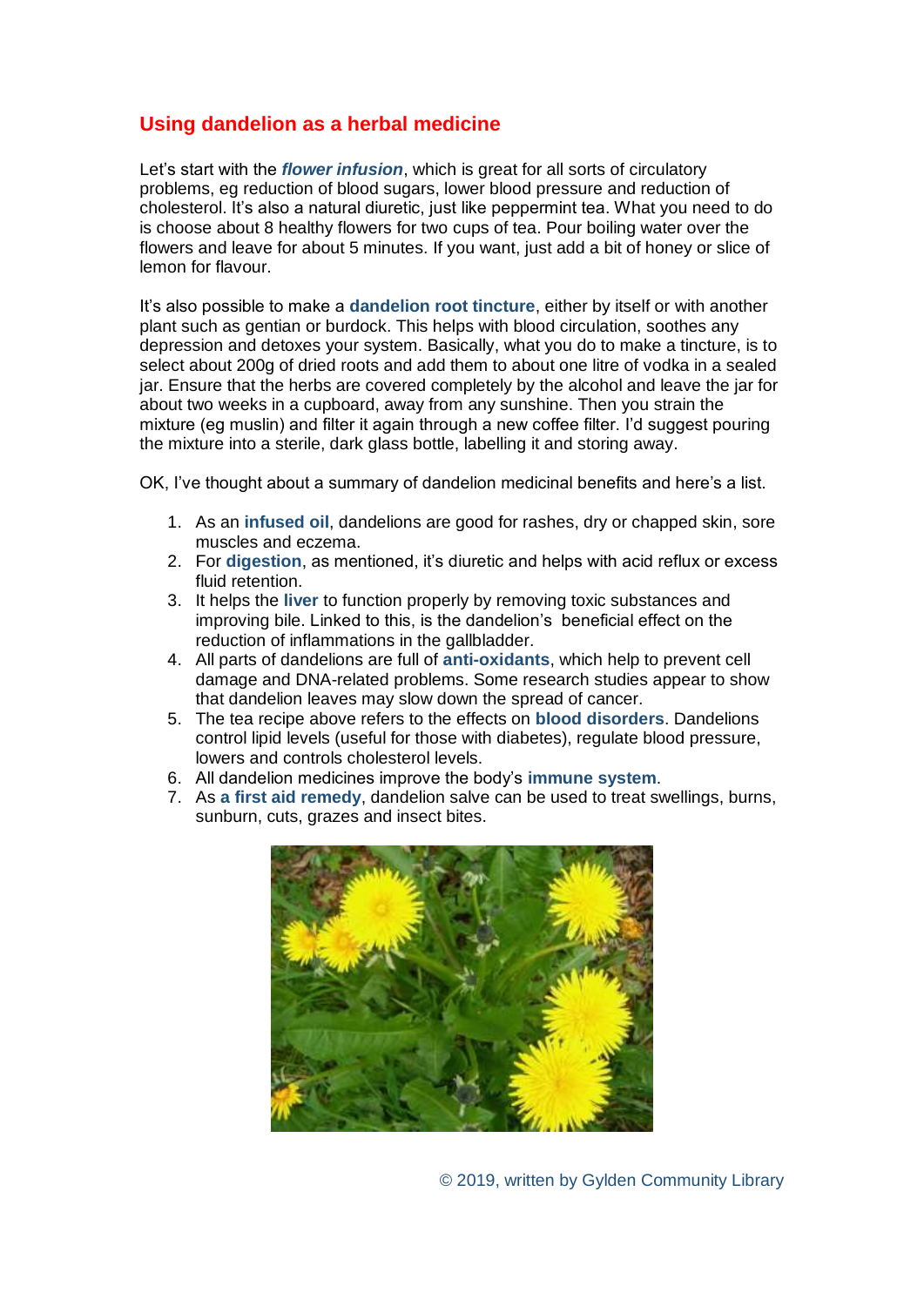## Using dandelion as a herbal medicine

Let's start with the ***flower infusion***, which is great for all sorts of circulatory problems, eg reduction of blood sugars, lower blood pressure and reduction of cholesterol. It's also a natural diuretic, just like peppermint tea. What you need to do is choose about 8 healthy flowers for two cups of tea. Pour boiling water over the flowers and leave for about 5 minutes. If you want, just add a bit of honey or slice of lemon for flavour.

It's also possible to make a **dandelion root tincture**, either by itself or with another plant such as gentian or burdock. This helps with blood circulation, soothes any depression and detoxes your system. Basically, what you do to make a tincture, is to select about 200g of dried roots and add them to about one litre of vodka in a sealed jar. Ensure that the herbs are covered completely by the alcohol and leave the jar for about two weeks in a cupboard, away from any sunshine. Then you strain the mixture (eg muslin) and filter it again through a new coffee filter. I'd suggest pouring the mixture into a sterile, dark glass bottle, labelling it and storing away.

OK, I've thought about a summary of dandelion medicinal benefits and here's a list.

1. As an **infused oil**, dandelions are good for rashes, dry or chapped skin, sore muscles and eczema.
2. For **digestion**, as mentioned, it's diuretic and helps with acid reflux or excess fluid retention.
3. It helps the **liver** to function properly by removing toxic substances and improving bile. Linked to this, is the dandelion's beneficial effect on the reduction of inflammations in the gallbladder.
4. All parts of dandelions are full of **anti-oxidants**, which help to prevent cell damage and DNA-related problems. Some research studies appear to show that dandelion leaves may slow down the spread of cancer.
5. The tea recipe above refers to the effects on **blood disorders**. Dandelions control lipid levels (useful for those with diabetes), regulate blood pressure, lowers and controls cholesterol levels.
6. All dandelion medicines improve the body's **immune system**.
7. As **a first aid remedy**, dandelion salve can be used to treat swellings, burns, sunburn, cuts, grazes and insect bites.

© 2019, written by Gylden Community Library